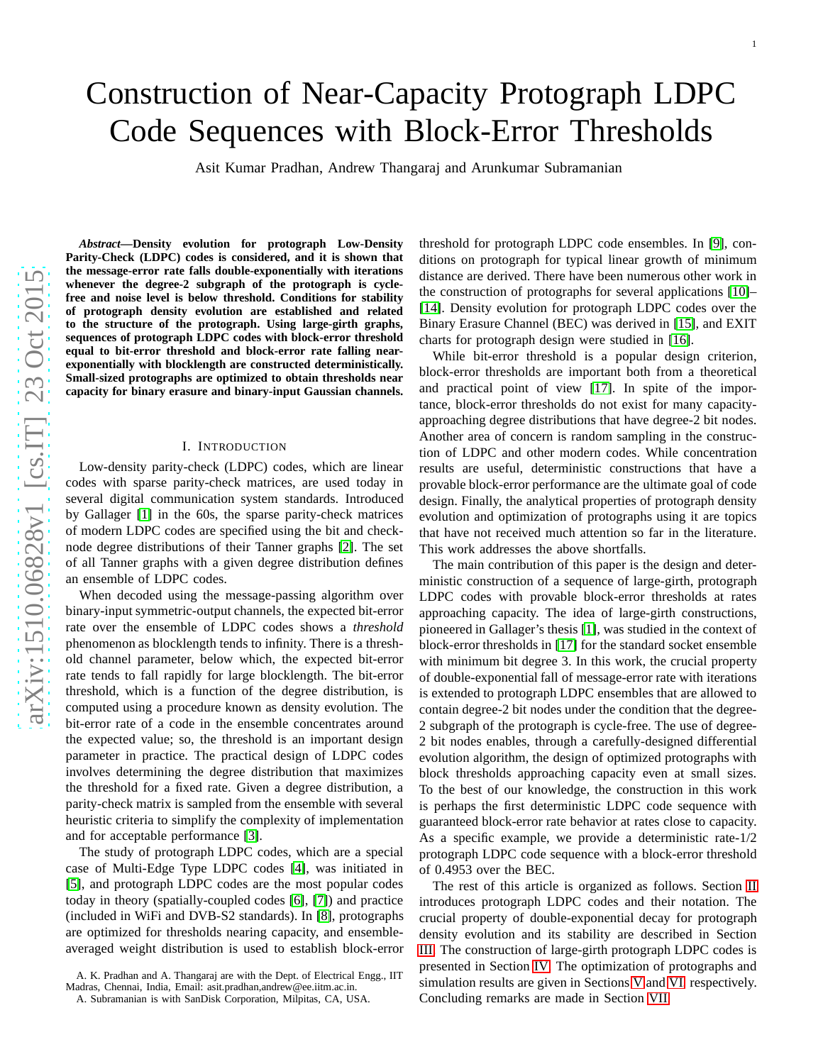# Construction of Near-Capacity Protograph LDPC Code Sequences with Block-Error Thresholds

Asit Kumar Pradhan, Andrew Thangaraj and Arunkumar Subramanian

***Abstract*—Density evolution for protograph Low-Density Parity-Check (LDPC) codes is considered, and it is shown that the message-error rate falls double-exponentially with iterations whenever the degree-2 subgraph of the protograph is cycle-free and noise level is below threshold. Conditions for stability of protograph density evolution are established and related to the structure of the protograph. Using large-girth graphs, sequences of protograph LDPC codes with block-error threshold equal to bit-error threshold and block-error rate falling near-exponentially with blocklength are constructed deterministically. Small-sized protographs are optimized to obtain thresholds near capacity for binary erasure and binary-input Gaussian channels.**

## I. Introduction

Low-density parity-check (LDPC) codes, which are linear codes with sparse parity-check matrices, are used today in several digital communication system standards. Introduced by Gallager [1] in the 60s, the sparse parity-check matrices of modern LDPC codes are specified using the bit and check-node degree distributions of their Tanner graphs [2]. The set of all Tanner graphs with a given degree distribution defines an ensemble of LDPC codes.

When decoded using the message-passing algorithm over binary-input symmetric-output channels, the expected bit-error rate over the ensemble of LDPC codes shows a *threshold* phenomenon as blocklength tends to infinity. There is a threshold channel parameter, below which, the expected bit-error rate tends to fall rapidly for large blocklength. The bit-error threshold, which is a function of the degree distribution, is computed using a procedure known as density evolution. The bit-error rate of a code in the ensemble concentrates around the expected value; so, the threshold is an important design parameter in practice. The practical design of LDPC codes involves determining the degree distribution that maximizes the threshold for a fixed rate. Given a degree distribution, a parity-check matrix is sampled from the ensemble with several heuristic criteria to simplify the complexity of implementation and for acceptable performance [3].

The study of protograph LDPC codes, which are a special case of Multi-Edge Type LDPC codes [4], was initiated in [5], and protograph LDPC codes are the most popular codes today in theory (spatially-coupled codes [6], [7]) and practice (included in WiFi and DVB-S2 standards). In [8], protographs are optimized for thresholds nearing capacity, and ensemble-averaged weight distribution is used to establish block-error threshold for protograph LDPC code ensembles. In [9], conditions on protograph for typical linear growth of minimum distance are derived. There have been numerous other work in the construction of protographs for several applications [10]–[14]. Density evolution for protograph LDPC codes over the Binary Erasure Channel (BEC) was derived in [15], and EXIT charts for protograph design were studied in [16].

While bit-error threshold is a popular design criterion, block-error thresholds are important both from a theoretical and practical point of view [17]. In spite of the importance, block-error thresholds do not exist for many capacity-approaching degree distributions that have degree-2 bit nodes. Another area of concern is random sampling in the construction of LDPC and other modern codes. While concentration results are useful, deterministic constructions that have a provable block-error performance are the ultimate goal of code design. Finally, the analytical properties of protograph density evolution and optimization of protographs using it are topics that have not received much attention so far in the literature. This work addresses the above shortfalls.

The main contribution of this paper is the design and deterministic construction of a sequence of large-girth, protograph LDPC codes with provable block-error thresholds at rates approaching capacity. The idea of large-girth constructions, pioneered in Gallager's thesis [1], was studied in the context of block-error thresholds in [17] for the standard socket ensemble with minimum bit degree 3. In this work, the crucial property of double-exponential fall of message-error rate with iterations is extended to protograph LDPC ensembles that are allowed to contain degree-2 bit nodes under the condition that the degree-2 subgraph of the protograph is cycle-free. The use of degree-2 bit nodes enables, through a carefully-designed differential evolution algorithm, the design of optimized protographs with block thresholds approaching capacity even at small sizes. To the best of our knowledge, the construction in this work is perhaps the first deterministic LDPC code sequence with guaranteed block-error rate behavior at rates close to capacity. As a specific example, we provide a deterministic rate-1/2 protograph LDPC code sequence with a block-error threshold of 0.4953 over the BEC.

The rest of this article is organized as follows. Section II introduces protograph LDPC codes and their notation. The crucial property of double-exponential decay for protograph density evolution and its stability are described in Section III. The construction of large-girth protograph LDPC codes is presented in Section IV. The optimization of protographs and simulation results are given in Sections V and VI, respectively. Concluding remarks are made in Section VII.

A. K. Pradhan and A. Thangaraj are with the Dept. of Electrical Engg., IIT Madras, Chennai, India, Email: asit.pradhan,andrew@ee.iitm.ac.in.

A. Subramanian is with SanDisk Corporation, Milpitas, CA, USA.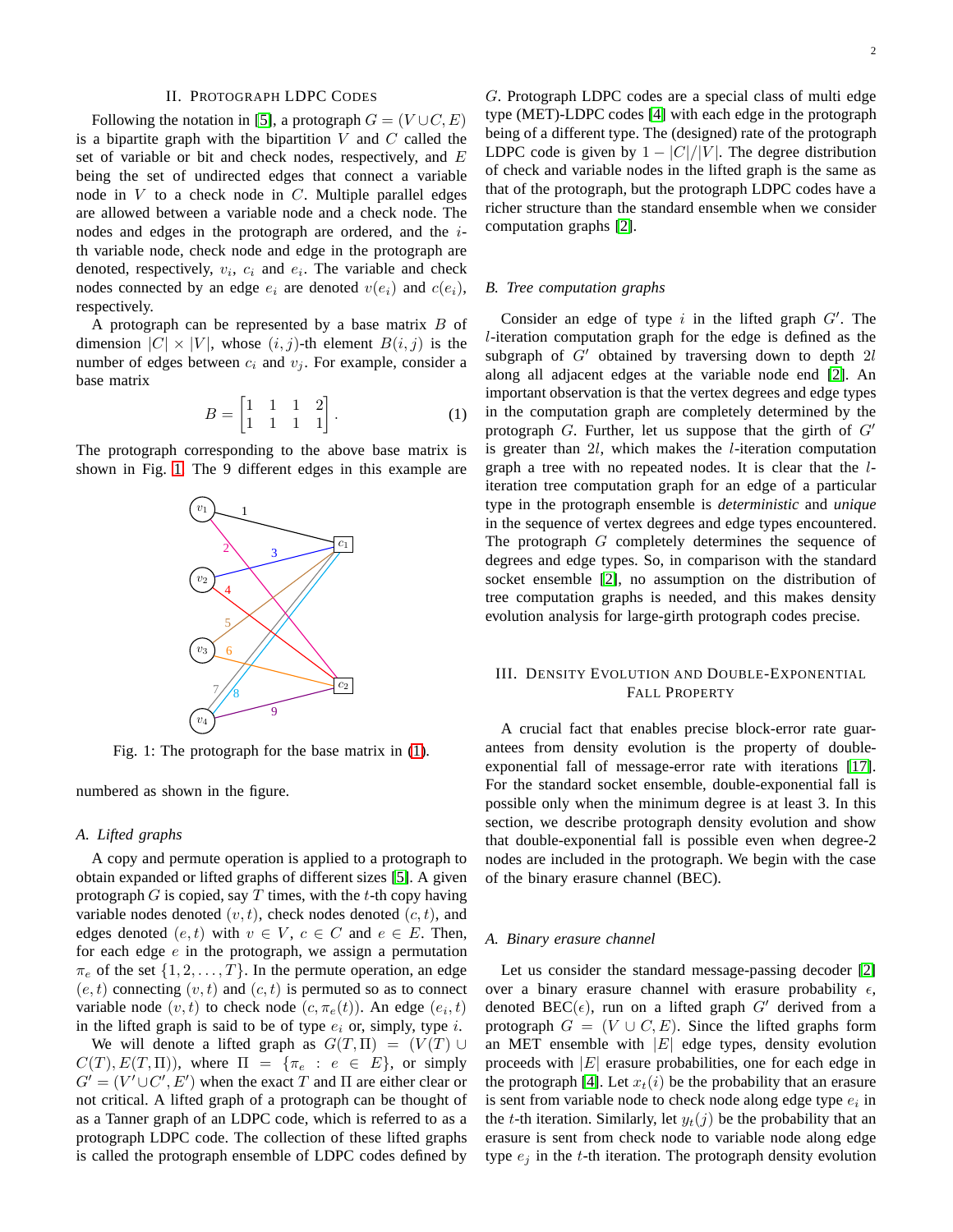## II. Protograph LDPC Codes

Following the notation in [5], a protograph $G = (V \cup C, E)$ is a bipartite graph with the bipartition $V$ and $C$ called the set of variable or bit and check nodes, respectively, and $E$ being the set of undirected edges that connect a variable node in $V$ to a check node in $C$. Multiple parallel edges are allowed between a variable node and a check node. The nodes and edges in the protograph are ordered, and the $i$-th variable node, check node and edge in the protograph are denoted, respectively, $v_i$, $c_i$ and $e_i$. The variable and check nodes connected by an edge $e_i$ are denoted $v(e_i)$ and $c(e_i)$, respectively.

A protograph can be represented by a base matrix $B$ of dimension $|C| \times |V|$, whose $(i, j)$-th element $B(i, j)$ is the number of edges between $c_i$ and $v_j$. For example, consider a base matrix

$$B = \begin{bmatrix} 1 & 1 & 1 & 2 \\ 1 & 1 & 1 & 1 \end{bmatrix}. \tag{1}$$

The protograph corresponding to the above base matrix is shown in Fig. 1. The 9 different edges in this example are numbered as shown in the figure.

Fig. 1: The protograph for the base matrix in (1).

### A. Lifted graphs

A copy and permute operation is applied to a protograph to obtain expanded or lifted graphs of different sizes [5]. A given protograph $G$ is copied, say $T$ times, with the $t$-th copy having variable nodes denoted $(v, t)$, check nodes denoted $(c, t)$, and edges denoted $(e, t)$ with $v \in V$, $c \in C$ and $e \in E$. Then, for each edge $e$ in the protograph, we assign a permutation $\pi_e$ of the set $\{1, 2, \ldots, T\}$. In the permute operation, an edge $(e, t)$ connecting $(v, t)$ and $(c, t)$ is permuted so as to connect variable node $(v, t)$ to check node $(c, \pi_e(t))$. An edge $(e_i, t)$ in the lifted graph is said to be of type $e_i$ or, simply, type $i$.

We will denote a lifted graph as $G(T, \Pi) = (V(T) \cup C(T), E(T, \Pi))$, where $\Pi = \{\pi_e : e \in E\}$, or simply $G' = (V' \cup C', E')$ when the exact $T$ and $\Pi$ are either clear or not critical. A lifted graph of a protograph can be thought of as a Tanner graph of an LDPC code, which is referred to as a protograph LDPC code. The collection of these lifted graphs is called the protograph ensemble of LDPC codes defined by $G$. Protograph LDPC codes are a special class of multi edge type (MET)-LDPC codes [4] with each edge in the protograph being of a different type. The (designed) rate of the protograph LDPC code is given by $1 - |C|/|V|$. The degree distribution of check and variable nodes in the lifted graph is the same as that of the protograph, but the protograph LDPC codes have a richer structure than the standard ensemble when we consider computation graphs [2].

### B. Tree computation graphs

Consider an edge of type $i$ in the lifted graph $G'$. The $l$-iteration computation graph for the edge is defined as the subgraph of $G'$ obtained by traversing down to depth $2l$ along all adjacent edges at the variable node end [2]. An important observation is that the vertex degrees and edge types in the computation graph are completely determined by the protograph $G$. Further, let us suppose that the girth of $G'$ is greater than $2l$, which makes the $l$-iteration computation graph a tree with no repeated nodes. It is clear that the $l$-iteration tree computation graph for an edge of a particular type in the protograph ensemble is *deterministic* and *unique* in the sequence of vertex degrees and edge types encountered. The protograph $G$ completely determines the sequence of degrees and edge types. So, in comparison with the standard socket ensemble [2], no assumption on the distribution of tree computation graphs is needed, and this makes density evolution analysis for large-girth protograph codes precise.

## III. Density Evolution and Double-Exponential Fall Property

A crucial fact that enables precise block-error rate guarantees from density evolution is the property of double-exponential fall of message-error rate with iterations [17]. For the standard socket ensemble, double-exponential fall is possible only when the minimum degree is at least 3. In this section, we describe protograph density evolution and show that double-exponential fall is possible even when degree-2 nodes are included in the protograph. We begin with the case of the binary erasure channel (BEC).

### A. Binary erasure channel

Let us consider the standard message-passing decoder [2] over a binary erasure channel with erasure probability $\epsilon$, denoted BEC($\epsilon$), run on a lifted graph $G'$ derived from a protograph $G = (V \cup C, E)$. Since the lifted graphs form an MET ensemble with $|E|$ edge types, density evolution proceeds with $|E|$ erasure probabilities, one for each edge in the protograph [4]. Let $x_t(i)$ be the probability that an erasure is sent from variable node to check node along edge type $e_i$ in the $t$-th iteration. Similarly, let $y_t(j)$ be the probability that an erasure is sent from check node to variable node along edge type $e_j$ in the $t$-th iteration. The protograph density evolution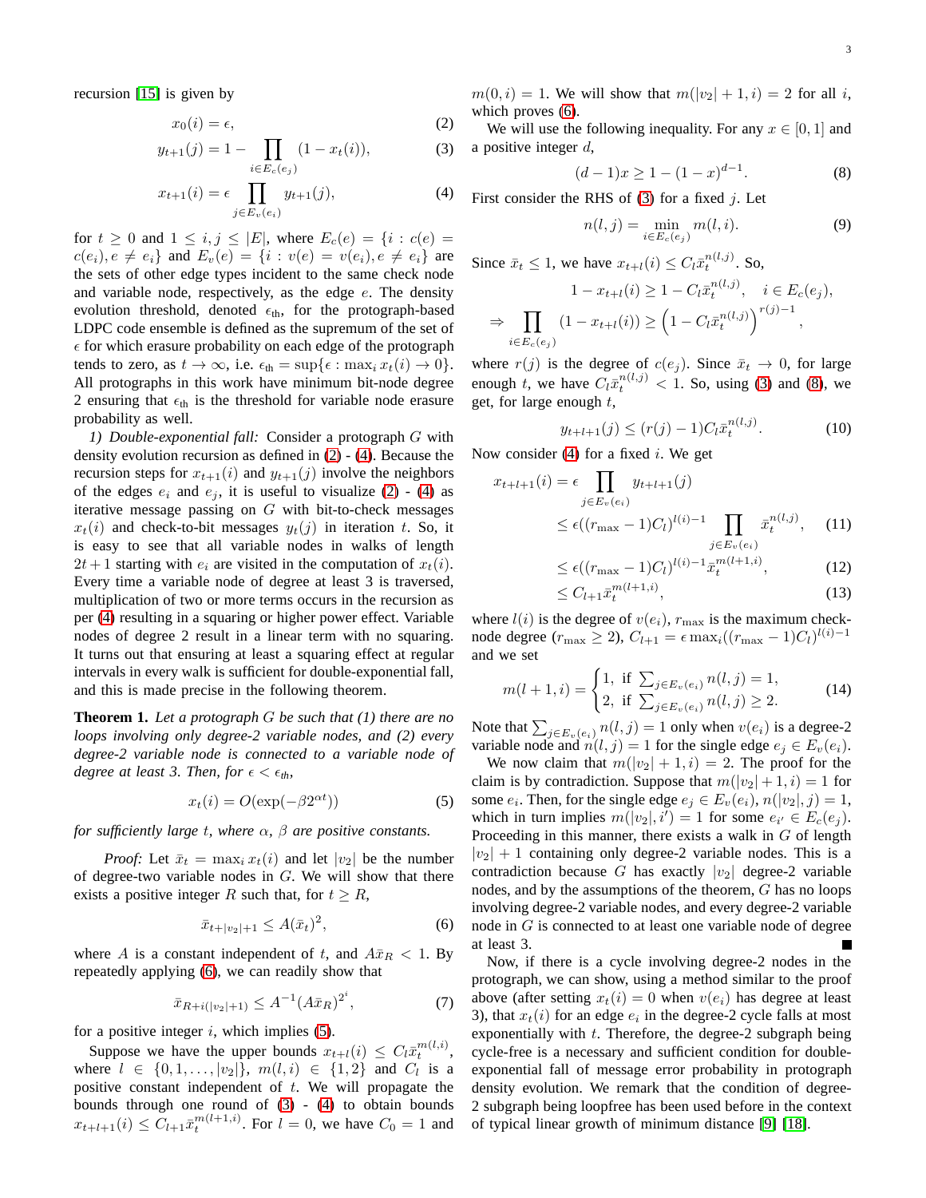recursion [15] is given by

$$x_0(i) = \epsilon, \tag{2}$$

$$y_{t+1}(j) = 1 - \prod_{i \in E_c(e_j)} (1 - x_t(i)), \tag{3}$$

$$x_{t+1}(i) = \epsilon \prod_{j \in E_v(e_i)} y_{t+1}(j), \tag{4}$$

for $t \geq 0$ and $1 \leq i, j \leq |E|$, where $E_c(e) = \{i : c(e) = c(e_i), e \neq e_i\}$ and $E_v(e) = \{i : v(e) = v(e_i), e \neq e_i\}$ are the sets of other edge types incident to the same check node and variable node, respectively, as the edge $e$. The density evolution threshold, denoted $\epsilon_{\text{th}}$, for the protograph-based LDPC code ensemble is defined as the supremum of the set of $\epsilon$ for which erasure probability on each edge of the protograph tends to zero, as $t \to \infty$, i.e. $\epsilon_{\text{th}} = \sup\{\epsilon : \max_i x_t(i) \to 0\}$. All protographs in this work have minimum bit-node degree 2 ensuring that $\epsilon_{\text{th}}$ is the threshold for variable node erasure probability as well.

*1) Double-exponential fall:* Consider a protograph $G$ with density evolution recursion as defined in (2) - (4). Because the recursion steps for $x_{t+1}(i)$ and $y_{t+1}(j)$ involve the neighbors of the edges $e_i$ and $e_j$, it is useful to visualize (2) - (4) as iterative message passing on $G$ with bit-to-check messages $x_t(i)$ and check-to-bit messages $y_t(j)$ in iteration $t$. So, it is easy to see that all variable nodes in walks of length $2t+1$ starting with $e_i$ are visited in the computation of $x_t(i)$. Every time a variable node of degree at least 3 is traversed, multiplication of two or more terms occurs in the recursion as per (4) resulting in a squaring or higher power effect. Variable nodes of degree 2 result in a linear term with no squaring. It turns out that ensuring at least a squaring effect at regular intervals in every walk is sufficient for double-exponential fall, and this is made precise in the following theorem.

**Theorem 1.** *Let a protograph $G$ be such that (1) there are no loops involving only degree-2 variable nodes, and (2) every degree-2 variable node is connected to a variable node of degree at least 3. Then, for $\epsilon < \epsilon_{th}$,*

$$x_t(i) = O(\exp(-\beta 2^{\alpha t})) \tag{5}$$

*for sufficiently large $t$, where $\alpha$, $\beta$ are positive constants.*

*Proof:* Let $\bar{x}_t = \max_i x_t(i)$ and let $|v_2|$ be the number of degree-two variable nodes in $G$. We will show that there exists a positive integer $R$ such that, for $t \geq R$,

$$\bar{x}_{t+|v_2|+1} \leq A(\bar{x}_t)^2, \tag{6}$$

where $A$ is a constant independent of $t$, and $A\bar{x}_R < 1$. By repeatedly applying (6), we can readily show that

$$\bar{x}_{R+i(|v_2|+1)} \leq A^{-1}(A\bar{x}_R)^{2^i}, \tag{7}$$

for a positive integer $i$, which implies (5).

Suppose we have the upper bounds $x_{t+l}(i) \leq C_l \bar{x}_t^{m(l,i)}$, where $l \in \{0, 1, \ldots, |v_2|\}$, $m(l,i) \in \{1, 2\}$ and $C_l$ is a positive constant independent of $t$. We will propagate the bounds through one round of (3) - (4) to obtain bounds $x_{t+l+1}(i) \leq C_{l+1} \bar{x}_t^{m(l+1,i)}$. For $l = 0$, we have $C_0 = 1$ and $m(0,i) = 1$. We will show that $m(|v_2|+1, i) = 2$ for all $i$, which proves (6).

We will use the following inequality. For any $x \in [0,1]$ and a positive integer $d$,

$$(d-1)x \geq 1 - (1-x)^{d-1}. \tag{8}$$

First consider the RHS of (3) for a fixed $j$. Let

$$n(l,j) = \min_{i \in E_c(e_j)} m(l,i). \tag{9}$$

Since $\bar{x}_t \leq 1$, we have $x_{t+l}(i) \leq C_l \bar{x}_t^{n(l,j)}$. So,

$$1 - x_{t+l}(i) \geq 1 - C_l \bar{x}_t^{n(l,j)}, \quad i \in E_c(e_j),$$

$$\Rightarrow \prod_{i \in E_c(e_j)} (1 - x_{t+l}(i)) \geq \left(1 - C_l \bar{x}_t^{n(l,j)}\right)^{r(j)-1},$$

where $r(j)$ is the degree of $c(e_j)$. Since $\bar{x}_t \to 0$, for large enough $t$, we have $C_l \bar{x}_t^{n(l,j)} < 1$. So, using (3) and (8), we get, for large enough $t$,

$$y_{t+l+1}(j) \leq (r(j)-1) C_l \bar{x}_t^{n(l,j)}. \tag{10}$$

Now consider (4) for a fixed $i$. We get

$$x_{t+l+1}(i) = \epsilon \prod_{j \in E_v(e_i)} y_{t+l+1}(j)$$

$$\leq \epsilon((r_{\max}-1)C_l)^{l(i)-1} \prod_{j \in E_v(e_i)} \bar{x}_t^{n(l,j)}, \tag{11}$$

$$\leq \epsilon((r_{\max}-1)C_l)^{l(i)-1} \bar{x}_t^{m(l+1,i)}, \tag{12}$$

$$\leq C_{l+1} \bar{x}_t^{m(l+1,i)}, \tag{13}$$

where $l(i)$ is the degree of $v(e_i)$, $r_{\max}$ is the maximum check-node degree ($r_{\max} \geq 2$), $C_{l+1} = \epsilon \max_i((r_{\max}-1)C_l)^{l(i)-1}$ and we set

$$m(l+1,i) = \begin{cases} 1, & \text{if } \sum_{j \in E_v(e_i)} n(l,j) = 1, \\ 2, & \text{if } \sum_{j \in E_v(e_i)} n(l,j) \geq 2. \end{cases} \tag{14}$$

Note that $\sum_{j \in E_v(e_i)} n(l,j) = 1$ only when $v(e_i)$ is a degree-2 variable node and $n(l,j) = 1$ for the single edge $e_j \in E_v(e_i)$.

We now claim that $m(|v_2|+1, i) = 2$. The proof for the claim is by contradiction. Suppose that $m(|v_2|+1, i) = 1$ for some $e_i$. Then, for the single edge $e_j \in E_v(e_i)$, $n(|v_2|, j) = 1$, which in turn implies $m(|v_2|, i') = 1$ for some $e_{i'} \in E_c(e_j)$. Proceeding in this manner, there exists a walk in $G$ of length $|v_2|+1$ containing only degree-2 variable nodes. This is a contradiction because $G$ has exactly $|v_2|$ degree-2 variable nodes, and by the assumptions of the theorem, $G$ has no loops involving degree-2 variable nodes, and every degree-2 variable node in $G$ is connected to at least one variable node of degree at least 3. ■

Now, if there is a cycle involving degree-2 nodes in the protograph, we can show, using a method similar to the proof above (after setting $x_t(i) = 0$ when $v(e_i)$ has degree at least 3), that $x_t(i)$ for an edge $e_i$ in the degree-2 cycle falls at most exponentially with $t$. Therefore, the degree-2 subgraph being cycle-free is a necessary and sufficient condition for double-exponential fall of message error probability in protograph density evolution. We remark that the condition of degree-2 subgraph being loopfree has been used before in the context of typical linear growth of minimum distance [9] [18].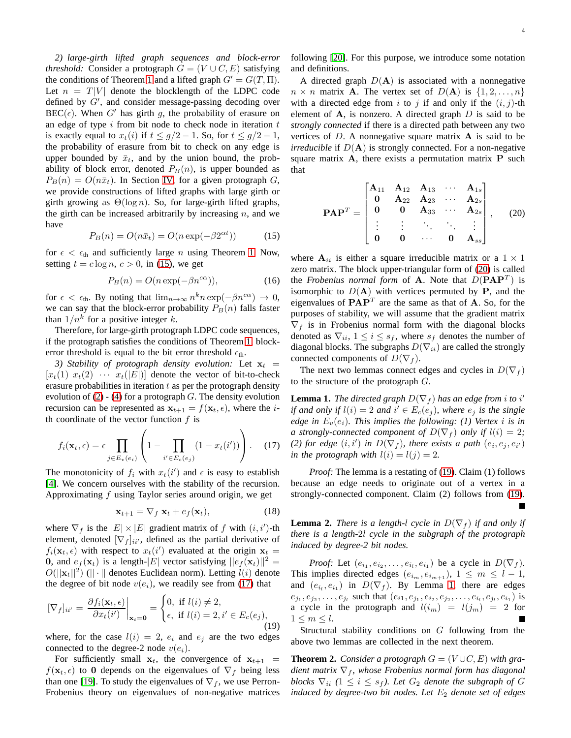*2) large-girth lifted graph sequences and block-error threshold:* Consider a protograph $G = (V \cup C, E)$ satisfying the conditions of Theorem 1 and a lifted graph $G' = G(T, \Pi)$. Let $n = T|V|$ denote the blocklength of the LDPC code defined by $G'$, and consider message-passing decoding over BEC($\epsilon$). When $G'$ has girth $g$, the probability of erasure on an edge of type $i$ from bit node to check node in iteration $t$ is exactly equal to $x_t(i)$ if $t \le g/2 - 1$. So, for $t \le g/2 - 1$, the probability of erasure from bit to check on any edge is upper bounded by $\bar{x}_t$, and by the union bound, the probability of block error, denoted $P_B(n)$, is upper bounded as $P_B(n) = O(n\bar{x}_t)$. In Section IV, for a given protograph $G$, we provide constructions of lifted graphs with large girth or girth growing as $\Theta(\log n)$. So, for large-girth lifted graphs, the girth can be increased arbitrarily by increasing $n$, and we have

$$P_B(n) = O(n\bar{x}_t) = O(n \exp(-\beta 2^{\alpha t})) \tag{15}$$

for $\epsilon < \epsilon_{\text{th}}$ and sufficiently large $n$ using Theorem 1. Now, setting $t = c \log n$, $c > 0$, in (15), we get

$$P_B(n) = O(n \exp(-\beta n^{c\alpha})), \tag{16}$$

for $\epsilon < \epsilon_{\text{th}}$. By noting that $\lim_{n\to\infty} n^k n \exp(-\beta n^{c\alpha}) \to 0$, we can say that the block-error probability $P_B(n)$ falls faster than $1/n^k$ for a positive integer $k$.

Therefore, for large-girth protograph LDPC code sequences, if the protograph satisfies the conditions of Theorem 1, block-error threshold is equal to the bit error threshold $\epsilon_{\text{th}}$.

*3) Stability of protograph density evolution:* Let $\mathbf{x}_t = [x_t(1)\ x_t(2)\ \cdots\ x_t(|E|)]$ denote the vector of bit-to-check erasure probabilities in iteration $t$ as per the protograph density evolution of (2) - (4) for a protograph $G$. The density evolution recursion can be represented as $\mathbf{x}_{t+1} = f(\mathbf{x}_t, \epsilon)$, where the $i$-th coordinate of the vector function $f$ is

$$f_i(\mathbf{x}_t, \epsilon) = \epsilon \prod_{j \in E_v(e_i)} \left(1 - \prod_{i' \in E_c(e_j)} (1 - x_t(i'))\right). \tag{17}$$

The monotonicity of $f_i$ with $x_t(i')$ and $\epsilon$ is easy to establish [4]. We concern ourselves with the stability of the recursion. Approximating $f$ using Taylor series around origin, we get

$$\mathbf{x}_{t+1} = \nabla_f\ \mathbf{x}_t + e_f(\mathbf{x}_t), \tag{18}$$

where $\nabla_f$ is the $|E| \times |E|$ gradient matrix of $f$ with $(i, i')$-th element, denoted $[\nabla_f]_{ii'}$, defined as the partial derivative of $f_i(\mathbf{x}_t, \epsilon)$ with respect to $x_t(i')$ evaluated at the origin $\mathbf{x}_t = \mathbf{0}$, and $e_f(\mathbf{x}_t)$ is a length-$|E|$ vector satisfying $||e_f(\mathbf{x}_t)||^2 = O(||\mathbf{x}_t||^2)$ ($||\cdot||$ denotes Euclidean norm). Letting $l(i)$ denote the degree of bit node $v(e_i)$, we readily see from (17) that

$$[\nabla_f]_{ii'} = \left.\frac{\partial f_i(\mathbf{x}_t, \epsilon)}{\partial x_t(i')}\right|_{\mathbf{x}_t = \mathbf{0}} = \begin{cases} 0, & \text{if } l(i) \ne 2, \\ \epsilon, & \text{if } l(i) = 2, i' \in E_c(e_j), \end{cases} \tag{19}$$

where, for the case $l(i) = 2$, $e_i$ and $e_j$ are the two edges connected to the degree-2 node $v(e_i)$.

For sufficiently small $\mathbf{x}_t$, the convergence of $\mathbf{x}_{t+1} = f(\mathbf{x}_t, \epsilon)$ to $\mathbf{0}$ depends on the eigenvalues of $\nabla_f$ being less than one [19]. To study the eigenvalues of $\nabla_f$, we use Perron-Frobenius theory on eigenvalues of non-negative matrices following [20]. For this purpose, we introduce some notation and definitions.

A directed graph $D(\mathbf{A})$ is associated with a nonnegative $n \times n$ matrix $\mathbf{A}$. The vertex set of $D(\mathbf{A})$ is $\{1, 2, \ldots, n\}$ with a directed edge from $i$ to $j$ if and only if the $(i, j)$-th element of $\mathbf{A}$, is nonzero. A directed graph $D$ is said to be *strongly connected* if there is a directed path between any two vertices of $D$. A nonnegative square matrix $\mathbf{A}$ is said to be *irreducible* if $D(\mathbf{A})$ is strongly connected. For a non-negative square matrix $\mathbf{A}$, there exists a permutation matrix $\mathbf{P}$ such that

$$\mathbf{PAP}^T = \begin{bmatrix} \mathbf{A}_{11} & \mathbf{A}_{12} & \mathbf{A}_{13} & \cdots & \mathbf{A}_{1s} \\ \mathbf{0} & \mathbf{A}_{22} & \mathbf{A}_{23} & \cdots & \mathbf{A}_{2s} \\ \mathbf{0} & \mathbf{0} & \mathbf{A}_{33} & \cdots & \mathbf{A}_{2s} \\ \vdots & \vdots & \ddots & \ddots & \vdots \\ \mathbf{0} & \mathbf{0} & \cdots & \mathbf{0} & \mathbf{A}_{ss} \end{bmatrix}, \tag{20}$$

where $\mathbf{A}_{ii}$ is either a square irreducible matrix or a $1 \times 1$ zero matrix. The block upper-triangular form of (20) is called the *Frobenius normal form* of $\mathbf{A}$. Note that $D(\mathbf{PAP}^T)$ is isomorphic to $D(\mathbf{A})$ with vertices permuted by $\mathbf{P}$, and the eigenvalues of $\mathbf{PAP}^T$ are the same as that of $\mathbf{A}$. So, for the purposes of stability, we will assume that the gradient matrix $\nabla_f$ is in Frobenius normal form with the diagonal blocks denoted as $\nabla_{ii}$, $1 \le i \le s_f$, where $s_f$ denotes the number of diagonal blocks. The subgraphs $D(\nabla_{ii})$ are called the strongly connected components of $D(\nabla_f)$.

The next two lemmas connect edges and cycles in $D(\nabla_f)$ to the structure of the protograph $G$.

**Lemma 1.** *The directed graph $D(\nabla_f)$ has an edge from $i$ to $i'$ if and only if $l(i) = 2$ and $i' \in E_c(e_j)$, where $e_j$ is the single edge in $E_v(e_i)$. This implies the following: (1) Vertex $i$ is in a strongly-connected component of $D(\nabla_f)$ only if $l(i) = 2$; (2) for edge $(i, i')$ in $D(\nabla_f)$, there exists a path $(e_i, e_j, e_{i'})$ in the protograph with $l(i) = l(j) = 2$.*

*Proof:* The lemma is a restating of (19). Claim (1) follows because an edge needs to originate out of a vertex in a strongly-connected component. Claim (2) follows from (19). ∎

**Lemma 2.** *There is a length-$l$ cycle in $D(\nabla_f)$ if and only if there is a length-$2l$ cycle in the subgraph of the protograph induced by degree-2 bit nodes.*

*Proof:* Let $(e_{i_1}, e_{i_2}, \ldots, e_{i_l}, e_{i_1})$ be a cycle in $D(\nabla_f)$. This implies directed edges $(e_{i_m}, e_{i_{m+1}})$, $1 \le m \le l-1$, and $(e_{i_l}, e_{i_1})$ in $D(\nabla_f)$. By Lemma 1, there are edges $e_{j_1}, e_{j_2}, \ldots, e_{j_l}$ such that $(e_{i1}, e_{j_1}, e_{i_2}, e_{j_2}, \ldots, e_{i_l}, e_{j_l}, e_{i_1})$ is a cycle in the protograph and $l(i_m) = l(j_m) = 2$ for $1 \le m \le l$. ∎

Structural stability conditions on $G$ following from the above two lemmas are collected in the next theorem.

**Theorem 2.** *Consider a protograph $G = (V \cup C, E)$ with gradient matrix $\nabla_f$, whose Frobenius normal form has diagonal blocks $\nabla_{ii}$ ($1 \le i \le s_f$). Let $G_2$ denote the subgraph of $G$ induced by degree-two bit nodes. Let $E_2$ denote set of edges*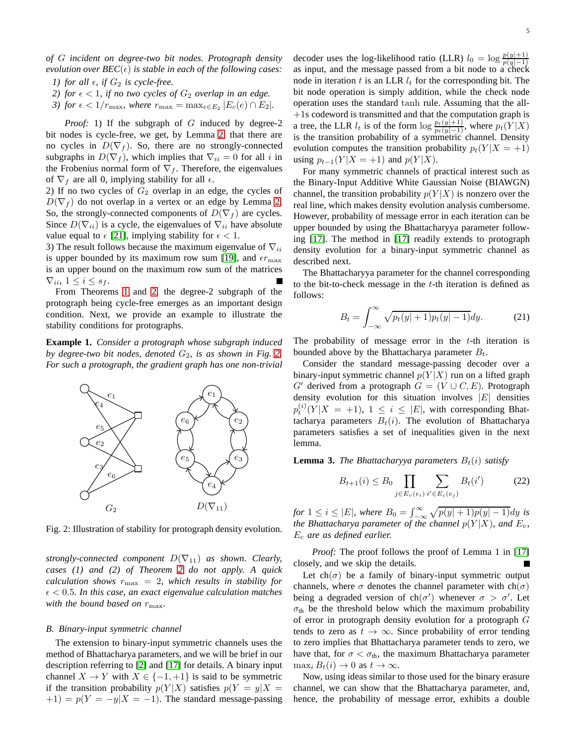*of $G$ incident on degree-two bit nodes. Protograph density evolution over BEC($\epsilon$) is stable in each of the following cases:*

1. *for all $\epsilon$, if $G_2$ is cycle-free.*
2. *for $\epsilon < 1$, if no two cycles of $G_2$ overlap in an edge.*
3. *for $\epsilon < 1/r_{\max}$, where $r_{\max} = \max_{e \in E_2} |E_c(e) \cap E_2|$.*

*Proof:* 1) If the subgraph of $G$ induced by degree-2 bit nodes is cycle-free, we get, by Lemma 2, that there are no cycles in $D(\nabla_f)$. So, there are no strongly-connected subgraphs in $D(\nabla_f)$, which implies that $\nabla_{ii} = 0$ for all $i$ in the Frobenius normal form of $\nabla_f$. Therefore, the eigenvalues of $\nabla_f$ are all 0, implying stability for all $\epsilon$.
2) If no two cycles of $G_2$ overlap in an edge, the cycles of $D(\nabla_f)$ do not overlap in a vertex or an edge by Lemma 2. So, the strongly-connected components of $D(\nabla_f)$ are cycles. Since $D(\nabla_{ii})$ is a cycle, the eigenvalues of $\nabla_{ii}$ have absolute value equal to $\epsilon$ [21], implying stability for $\epsilon < 1$.
3) The result follows because the maximum eigenvalue of $\nabla_{ii}$ is upper bounded by its maximum row sum [19], and $\epsilon r_{\max}$ is an upper bound on the maximum row sum of the matrices $\nabla_{ii}$, $1 \leq i \leq s_f$. ∎

From Theorems 1 and 2, the degree-2 subgraph of the protograph being cycle-free emerges as an important design condition. Next, we provide an example to illustrate the stability conditions for protographs.

**Example 1.** *Consider a protograph whose subgraph induced by degree-two bit nodes, denoted $G_2$, is as shown in Fig. 2. For such a protograph, the gradient graph has one non-trivial strongly-connected component $D(\nabla_{11})$ as shown. Clearly, cases (1) and (2) of Theorem 2 do not apply. A quick calculation shows $r_{\max} = 2$, which results in stability for $\epsilon < 0.5$. In this case, an exact eigenvalue calculation matches with the bound based on $r_{\max}$.*

Fig. 2: Illustration of stability for protograph density evolution.

### B. Binary-input symmetric channel

The extension to binary-input symmetric channels uses the method of Bhattacharya parameters, and we will be brief in our description referring to [2] and [17] for details. A binary input channel $X \to Y$ with $X \in \{-1, +1\}$ is said to be symmetric if the transition probability $p(Y|X)$ satisfies $p(Y = y|X = +1) = p(Y = -y|X = -1)$. The standard message-passing decoder uses the log-likelihood ratio (LLR) $l_0 = \log \frac{p(y|+1)}{p(y|-1)}$ as input, and the message passed from a bit node to a check node in iteration $t$ is an LLR $l_t$ for the corresponding bit. The bit node operation is simply addition, while the check node operation uses the standard tanh rule. Assuming that the all-$+1$s codeword is transmitted and that the computation graph is a tree, the LLR $l_t$ is of the form $\log \frac{p_t(y|+1)}{p_t(y|-1)}$, where $p_t(Y|X)$ is the transition probability of a symmetric channel. Density evolution computes the transition probability $p_t(Y|X = +1)$ using $p_{t-1}(Y|X = +1)$ and $p(Y|X)$.

For many symmetric channels of practical interest such as the Binary-Input Additive White Gaussian Noise (BIAWGN) channel, the transition probability $p(Y|X)$ is nonzero over the real line, which makes density evolution analysis cumbersome. However, probability of message error in each iteration can be upper bounded by using the Bhattacharyya parameter following [17]. The method in [17] readily extends to protograph density evolution for a binary-input symmetric channel as described next.

The Bhattacharyya parameter for the channel corresponding to the bit-to-check message in the $t$-th iteration is defined as follows:

$$B_t = \int_{-\infty}^{\infty} \sqrt{p_t(y|+1)p_t(y|-1)}dy. \tag{21}$$

The probability of message error in the $t$-th iteration is bounded above by the Bhattacharya parameter $B_t$.

Consider the standard message-passing decoder over a binary-input symmetric channel $p(Y|X)$ run on a lifted graph $G'$ derived from a protograph $G = (V \cup C, E)$. Protograph density evolution for this situation involves $|E|$ densities $p_t^{(i)}(Y|X = +1)$, $1 \leq i \leq |E|$, with corresponding Bhattacharya parameters $B_t(i)$. The evolution of Bhattacharya parameters satisfies a set of inequalities given in the next lemma.

**Lemma 3.** *The Bhattacharyya parameters $B_t(i)$ satisfy*

$$B_{t+1}(i) \leq B_0 \prod_{j \in E_v(e_i)} \sum_{i' \in E_c(e_j)} B_t(i') \tag{22}$$

*for $1 \leq i \leq |E|$, where $B_0 = \int_{-\infty}^{\infty} \sqrt{p(y|+1)p(y|-1)}dy$ is the Bhattacharya parameter of the channel $p(Y|X)$, and $E_v$, $E_c$ are as defined earlier.*

*Proof:* The proof follows the proof of Lemma 1 in [17] closely, and we skip the details. ∎

Let ch($\sigma$) be a family of binary-input symmetric output channels, where $\sigma$ denotes the channel parameter with ch($\sigma$) being a degraded version of ch($\sigma'$) whenever $\sigma > \sigma'$. Let $\sigma_{\text{th}}$ be the threshold below which the maximum probability of error in protograph density evolution for a protograph $G$ tends to zero as $t \to \infty$. Since probability of error tending to zero implies that Bhattacharya parameter tends to zero, we have that, for $\sigma < \sigma_{\text{th}}$, the maximum Bhattacharya parameter $\max_i B_t(i) \to 0$ as $t \to \infty$.

Now, using ideas similar to those used for the binary erasure channel, we can show that the Bhattacharya parameter, and, hence, the probability of message error, exhibits a double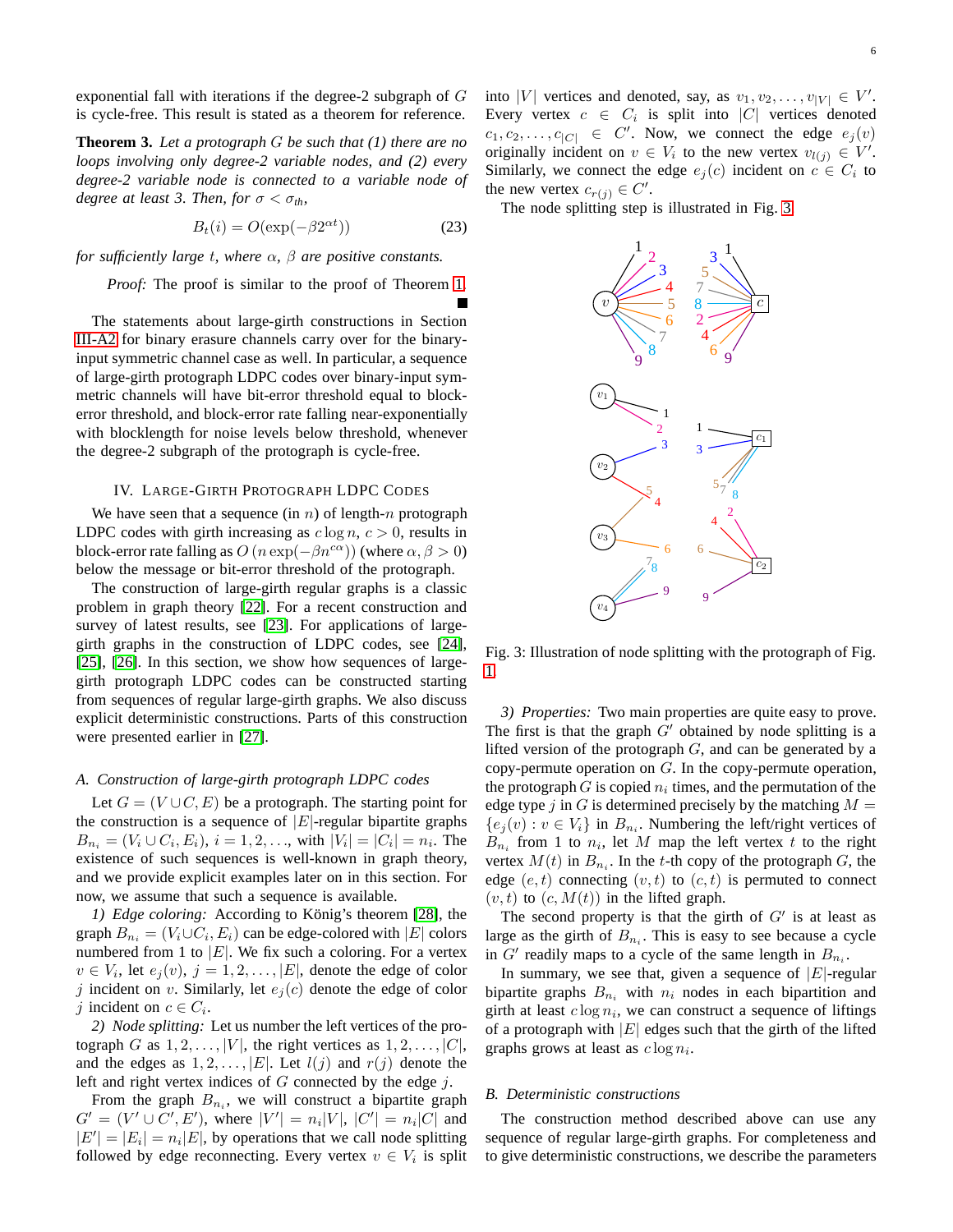exponential fall with iterations if the degree-2 subgraph of $G$ is cycle-free. This result is stated as a theorem for reference.

**Theorem 3.** *Let a protograph $G$ be such that (1) there are no loops involving only degree-2 variable nodes, and (2) every degree-2 variable node is connected to a variable node of degree at least 3. Then, for $\sigma < \sigma_{th}$,*

$$B_t(i) = O(\exp(-\beta 2^{\alpha t})) \tag{23}$$

*for sufficiently large $t$, where $\alpha$, $\beta$ are positive constants.*

*Proof:* The proof is similar to the proof of Theorem 1. ∎

The statements about large-girth constructions in Section III-A2 for binary erasure channels carry over for the binary-input symmetric channel case as well. In particular, a sequence of large-girth protograph LDPC codes over binary-input symmetric channels will have bit-error threshold equal to block-error threshold, and block-error rate falling near-exponentially with blocklength for noise levels below threshold, whenever the degree-2 subgraph of the protograph is cycle-free.

## IV. Large-Girth Protograph LDPC Codes

We have seen that a sequence (in $n$) of length-$n$ protograph LDPC codes with girth increasing as $c \log n$, $c > 0$, results in block-error rate falling as $O\left(n \exp(-\beta n^{c\alpha})\right)$ (where $\alpha, \beta > 0$) below the message or bit-error threshold of the protograph.

The construction of large-girth regular graphs is a classic problem in graph theory [22]. For a recent construction and survey of latest results, see [23]. For applications of large-girth graphs in the construction of LDPC codes, see [24], [25], [26]. In this section, we show how sequences of large-girth protograph LDPC codes can be constructed starting from sequences of regular large-girth graphs. We also discuss explicit deterministic constructions. Parts of this construction were presented earlier in [27].

### A. Construction of large-girth protograph LDPC codes

Let $G = (V \cup C, E)$ be a protograph. The starting point for the construction is a sequence of $|E|$-regular bipartite graphs $B_{n_i} = (V_i \cup C_i, E_i)$, $i = 1, 2, \ldots$, with $|V_i| = |C_i| = n_i$. The existence of such sequences is well-known in graph theory, and we provide explicit examples later on in this section. For now, we assume that such a sequence is available.

*1) Edge coloring:* According to König's theorem [28], the graph $B_{n_i} = (V_i \cup C_i, E_i)$ can be edge-colored with $|E|$ colors numbered from 1 to $|E|$. We fix such a coloring. For a vertex $v \in V_i$, let $e_j(v)$, $j = 1, 2, \ldots, |E|$, denote the edge of color $j$ incident on $v$. Similarly, let $e_j(c)$ denote the edge of color $j$ incident on $c \in C_i$.

*2) Node splitting:* Let us number the left vertices of the protograph $G$ as $1, 2, \ldots, |V|$, the right vertices as $1, 2, \ldots, |C|$, and the edges as $1, 2, \ldots, |E|$. Let $l(j)$ and $r(j)$ denote the left and right vertex indices of $G$ connected by the edge $j$.

From the graph $B_{n_i}$, we will construct a bipartite graph $G' = (V' \cup C', E')$, where $|V'| = n_i|V|$, $|C'| = n_i|C|$ and $|E'| = |E_i| = n_i|E|$, by operations that we call node splitting followed by edge reconnecting. Every vertex $v \in V_i$ is split into $|V|$ vertices and denoted, say, as $v_1, v_2, \ldots, v_{|V|} \in V'$. Every vertex $c \in C_i$ is split into $|C|$ vertices denoted $c_1, c_2, \ldots, c_{|C|} \in C'$. Now, we connect the edge $e_j(v)$ originally incident on $v \in V_i$ to the new vertex $v_{l(j)} \in V'$. Similarly, we connect the edge $e_j(c)$ incident on $c \in C_i$ to the new vertex $c_{r(j)} \in C'$.

The node splitting step is illustrated in Fig. 3.

Fig. 3: Illustration of node splitting with the protograph of Fig. 1

*3) Properties:* Two main properties are quite easy to prove. The first is that the graph $G'$ obtained by node splitting is a lifted version of the protograph $G$, and can be generated by a copy-permute operation on $G$. In the copy-permute operation, the protograph $G$ is copied $n_i$ times, and the permutation of the edge type $j$ in $G$ is determined precisely by the matching $M = \{e_j(v) : v \in V_i\}$ in $B_{n_i}$. Numbering the left/right vertices of $B_{n_i}$ from 1 to $n_i$, let $M$ map the left vertex $t$ to the right vertex $M(t)$ in $B_{n_i}$. In the $t$-th copy of the protograph $G$, the edge $(e, t)$ connecting $(v, t)$ to $(c, t)$ is permuted to connect $(v, t)$ to $(c, M(t))$ in the lifted graph.

The second property is that the girth of $G'$ is at least as large as the girth of $B_{n_i}$. This is easy to see because a cycle in $G'$ readily maps to a cycle of the same length in $B_{n_i}$.

In summary, we see that, given a sequence of $|E|$-regular bipartite graphs $B_{n_i}$ with $n_i$ nodes in each bipartition and girth at least $c \log n_i$, we can construct a sequence of liftings of a protograph with $|E|$ edges such that the girth of the lifted graphs grows at least as $c \log n_i$.

### B. Deterministic constructions

The construction method described above can use any sequence of regular large-girth graphs. For completeness and to give deterministic constructions, we describe the parameters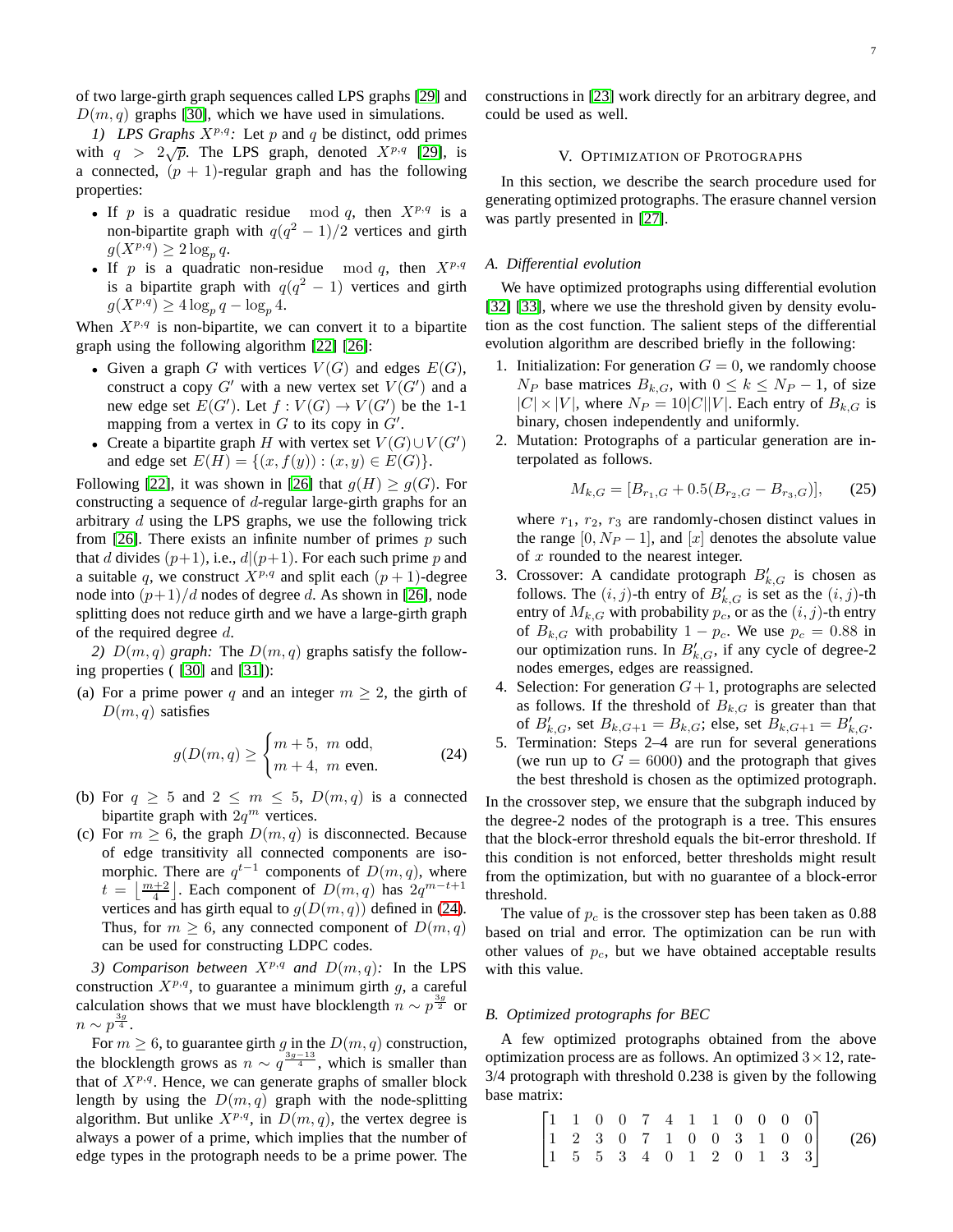of two large-girth graph sequences called LPS graphs [29] and $D(m,q)$ graphs [30], which we have used in simulations.

*1) LPS Graphs $X^{p,q}$:* Let $p$ and $q$ be distinct, odd primes with $q > 2\sqrt{p}$. The LPS graph, denoted $X^{p,q}$ [29], is a connected, $(p+1)$-regular graph and has the following properties:

- If $p$ is a quadratic residue $\mod q$, then $X^{p,q}$ is a non-bipartite graph with $q(q^2-1)/2$ vertices and girth $g(X^{p,q}) \geq 2\log_p q$.
- If $p$ is a quadratic non-residue $\mod q$, then $X^{p,q}$ is a bipartite graph with $q(q^2-1)$ vertices and girth $g(X^{p,q}) \geq 4\log_p q - \log_p 4$.

When $X^{p,q}$ is non-bipartite, we can convert it to a bipartite graph using the following algorithm [22] [26]:

- Given a graph $G$ with vertices $V(G)$ and edges $E(G)$, construct a copy $G'$ with a new vertex set $V(G')$ and a new edge set $E(G')$. Let $f: V(G) \to V(G')$ be the 1-1 mapping from a vertex in $G$ to its copy in $G'$.
- Create a bipartite graph $H$ with vertex set $V(G) \cup V(G')$ and edge set $E(H) = \{(x, f(y)) : (x,y) \in E(G)\}$.

Following [22], it was shown in [26] that $g(H) \geq g(G)$. For constructing a sequence of $d$-regular large-girth graphs for an arbitrary $d$ using the LPS graphs, we use the following trick from [26]. There exists an infinite number of primes $p$ such that $d$ divides $(p+1)$, i.e., $d|(p+1)$. For each such prime $p$ and a suitable $q$, we construct $X^{p,q}$ and split each $(p+1)$-degree node into $(p+1)/d$ nodes of degree $d$. As shown in [26], node splitting does not reduce girth and we have a large-girth graph of the required degree $d$.

*2) $D(m,q)$ graph:* The $D(m,q)$ graphs satisfy the following properties ( [30] and [31]):

(a) For a prime power $q$ and an integer $m \geq 2$, the girth of $D(m,q)$ satisfies

$$g(D(m,q) \geq \begin{cases} m+5, & m \text{ odd}, \\ m+4, & m \text{ even}. \end{cases} \tag{24}$$

(b) For $q \geq 5$ and $2 \leq m \leq 5$, $D(m,q)$ is a connected bipartite graph with $2q^m$ vertices.

(c) For $m \geq 6$, the graph $D(m,q)$ is disconnected. Because of edge transitivity all connected components are isomorphic. There are $q^{t-1}$ components of $D(m,q)$, where $t = \left\lfloor \frac{m+2}{4} \right\rfloor$. Each component of $D(m,q)$ has $2q^{m-t+1}$ vertices and has girth equal to $g(D(m,q))$ defined in (24). Thus, for $m \geq 6$, any connected component of $D(m,q)$ can be used for constructing LDPC codes.

*3) Comparison between $X^{p,q}$ and $D(m,q)$:* In the LPS construction $X^{p,q}$, to guarantee a minimum girth $g$, a careful calculation shows that we must have blocklength $n \sim p^{\frac{3g}{2}}$ or $n \sim p^{\frac{3g}{4}}$.

For $m \geq 6$, to guarantee girth $g$ in the $D(m,q)$ construction, the blocklength grows as $n \sim q^{\frac{3g-13}{4}}$, which is smaller than that of $X^{p,q}$. Hence, we can generate graphs of smaller block length by using the $D(m,q)$ graph with the node-splitting algorithm. But unlike $X^{p,q}$, in $D(m,q)$, the vertex degree is always a power of a prime, which implies that the number of edge types in the protograph needs to be a prime power. The constructions in [23] work directly for an arbitrary degree, and could be used as well.

## V. Optimization of Protographs

In this section, we describe the search procedure used for generating optimized protographs. The erasure channel version was partly presented in [27].

### A. Differential evolution

We have optimized protographs using differential evolution [32] [33], where we use the threshold given by density evolution as the cost function. The salient steps of the differential evolution algorithm are described briefly in the following:

1. Initialization: For generation $G=0$, we randomly choose $N_P$ base matrices $B_{k,G}$, with $0 \leq k \leq N_P - 1$, of size $|C| \times |V|$, where $N_P = 10|C||V|$. Each entry of $B_{k,G}$ is binary, chosen independently and uniformly.
2. Mutation: Protographs of a particular generation are interpolated as follows.

$$M_{k,G} = [B_{r_1,G} + 0.5(B_{r_2,G} - B_{r_3,G})], \tag{25}$$

   where $r_1$, $r_2$, $r_3$ are randomly-chosen distinct values in the range $[0, N_P - 1]$, and $[x]$ denotes the absolute value of $x$ rounded to the nearest integer.
3. Crossover: A candidate protograph $B'_{k,G}$ is chosen as follows. The $(i,j)$-th entry of $B'_{k,G}$ is set as the $(i,j)$-th entry of $M_{k,G}$ with probability $p_c$, or as the $(i,j)$-th entry of $B_{k,G}$ with probability $1 - p_c$. We use $p_c = 0.88$ in our optimization runs. In $B'_{k,G}$, if any cycle of degree-2 nodes emerges, edges are reassigned.
4. Selection: For generation $G+1$, protographs are selected as follows. If the threshold of $B_{k,G}$ is greater than that of $B'_{k,G}$, set $B_{k,G+1} = B_{k,G}$; else, set $B_{k,G+1} = B'_{k,G}$.
5. Termination: Steps 2–4 are run for several generations (we run up to $G = 6000$) and the protograph that gives the best threshold is chosen as the optimized protograph.

In the crossover step, we ensure that the subgraph induced by the degree-2 nodes of the protograph is a tree. This ensures that the block-error threshold equals the bit-error threshold. If this condition is not enforced, better thresholds might result from the optimization, but with no guarantee of a block-error threshold.

The value of $p_c$ is the crossover step has been taken as 0.88 based on trial and error. The optimization can be run with other values of $p_c$, but we have obtained acceptable results with this value.

### B. Optimized protographs for BEC

A few optimized protographs obtained from the above optimization process are as follows. An optimized $3 \times 12$, rate-3/4 protograph with threshold 0.238 is given by the following base matrix:

$$\begin{bmatrix} 1 & 1 & 0 & 0 & 7 & 4 & 1 & 1 & 0 & 0 & 0 & 0 \\ 1 & 2 & 3 & 0 & 7 & 1 & 0 & 0 & 3 & 1 & 0 & 0 \\ 1 & 5 & 5 & 3 & 4 & 0 & 1 & 2 & 0 & 1 & 3 & 3 \end{bmatrix} \tag{26}$$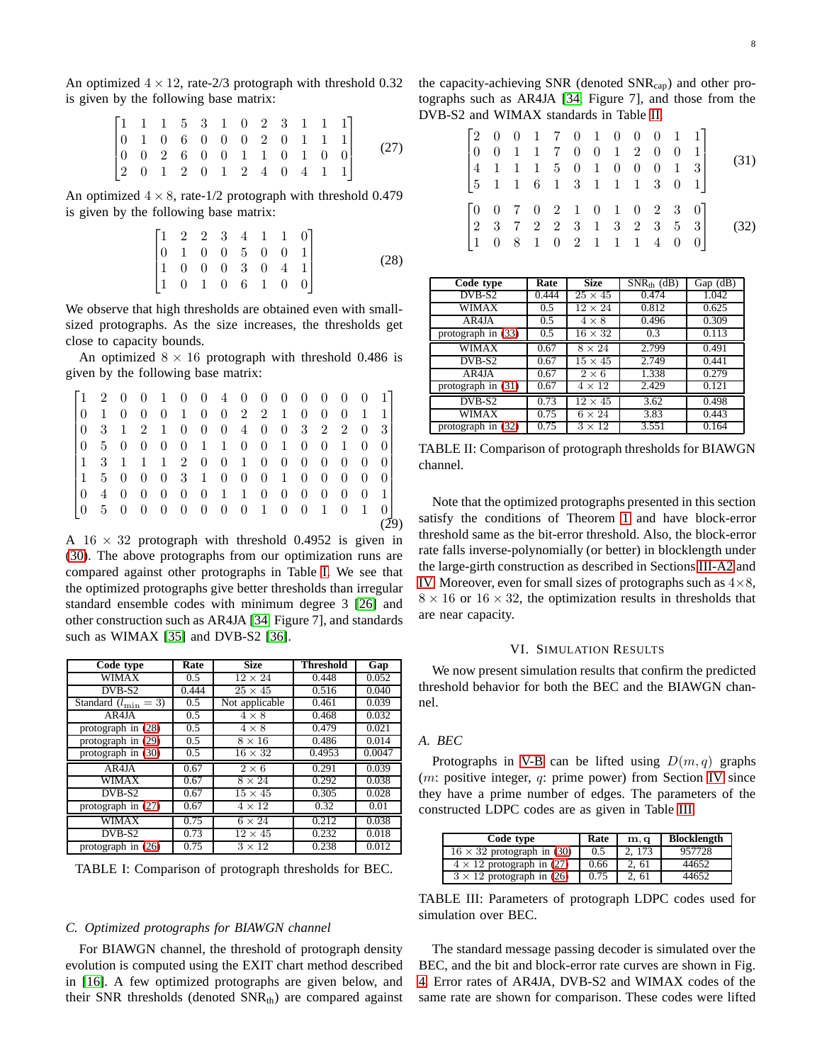An optimized $4 \times 12$, rate-2/3 protograph with threshold 0.32 is given by the following base matrix:

$$\begin{bmatrix} 1 & 1 & 1 & 5 & 3 & 1 & 0 & 2 & 3 & 1 & 1 & 1 \\ 0 & 1 & 0 & 6 & 0 & 0 & 0 & 2 & 0 & 1 & 1 & 1 \\ 0 & 0 & 2 & 6 & 0 & 0 & 1 & 1 & 0 & 1 & 0 & 0 \\ 2 & 0 & 1 & 2 & 0 & 1 & 2 & 4 & 0 & 4 & 1 & 1 \end{bmatrix} \tag{27}$$

An optimized $4 \times 8$, rate-1/2 protograph with threshold 0.479 is given by the following base matrix:

$$\begin{bmatrix} 1 & 2 & 2 & 3 & 4 & 1 & 1 & 0 \\ 0 & 1 & 0 & 0 & 5 & 0 & 0 & 1 \\ 1 & 0 & 0 & 0 & 3 & 0 & 4 & 1 \\ 1 & 0 & 1 & 0 & 6 & 1 & 0 & 0 \end{bmatrix} \tag{28}$$

We observe that high thresholds are obtained even with small-sized protographs. As the size increases, the thresholds get close to capacity bounds.

An optimized $8 \times 16$ protograph with threshold 0.486 is given by the following base matrix:

$$\begin{bmatrix} 1 & 2 & 0 & 0 & 1 & 0 & 0 & 4 & 0 & 0 & 0 & 0 & 0 & 0 & 0 & 1 \\ 0 & 1 & 0 & 0 & 0 & 1 & 0 & 0 & 2 & 2 & 1 & 0 & 0 & 0 & 1 & 1 \\ 0 & 3 & 1 & 2 & 1 & 0 & 0 & 0 & 4 & 0 & 0 & 3 & 2 & 2 & 0 & 3 \\ 0 & 5 & 0 & 0 & 0 & 0 & 1 & 1 & 0 & 0 & 1 & 0 & 0 & 1 & 0 & 0 \\ 1 & 3 & 1 & 1 & 1 & 2 & 0 & 0 & 1 & 0 & 0 & 0 & 0 & 0 & 0 & 0 \\ 1 & 5 & 0 & 0 & 0 & 3 & 1 & 0 & 0 & 0 & 1 & 0 & 0 & 0 & 0 & 0 \\ 0 & 4 & 0 & 0 & 0 & 0 & 0 & 1 & 1 & 0 & 0 & 0 & 0 & 0 & 0 & 1 \\ 0 & 5 & 0 & 0 & 0 & 0 & 0 & 0 & 0 & 1 & 0 & 0 & 1 & 0 & 1 & 0 \end{bmatrix} \tag{29}$$

A $16 \times 32$ protograph with threshold 0.4952 is given in (30). The above protographs from our optimization runs are compared against other protographs in Table I. We see that the optimized protographs give better thresholds than irregular standard ensemble codes with minimum degree 3 [26] and other construction such as AR4JA [34, Figure 7], and standards such as WIMAX [35] and DVB-S2 [36].

| Code type | Rate | Size | Threshold | Gap |
|---|---|---|---|---|
| WIMAX | 0.5 | $12 \times 24$ | 0.448 | 0.052 |
| DVB-S2 | 0.444 | $25 \times 45$ | 0.516 | 0.040 |
| Standard ($l_{\min} = 3$) | 0.5 | Not applicable | 0.461 | 0.039 |
| AR4JA | 0.5 | $4 \times 8$ | 0.468 | 0.032 |
| protograph in (28) | 0.5 | $4 \times 8$ | 0.479 | 0.021 |
| protograph in (29) | 0.5 | $8 \times 16$ | 0.486 | 0.014 |
| protograph in (30) | 0.5 | $16 \times 32$ | 0.4953 | 0.0047 |
| AR4JA | 0.67 | $2 \times 6$ | 0.291 | 0.039 |
| WIMAX | 0.67 | $8 \times 24$ | 0.292 | 0.038 |
| DVB-S2 | 0.67 | $15 \times 45$ | 0.305 | 0.028 |
| protograph in (27) | 0.67 | $4 \times 12$ | 0.32 | 0.01 |
| WIMAX | 0.75 | $6 \times 24$ | 0.212 | 0.038 |
| DVB-S2 | 0.73 | $12 \times 45$ | 0.232 | 0.018 |
| protograph in (26) | 0.75 | $3 \times 12$ | 0.238 | 0.012 |

TABLE I: Comparison of protograph thresholds for BEC.

### C. Optimized protographs for BIAWGN channel

For BIAWGN channel, the threshold of protograph density evolution is computed using the EXIT chart method described in [16]. A few optimized protographs are given below, and their SNR thresholds (denoted $\text{SNR}_{\text{th}}$) are compared against the capacity-achieving SNR (denoted $\text{SNR}_{\text{cap}}$) and other protographs such as AR4JA [34, Figure 7], and those from the DVB-S2 and WIMAX standards in Table II.

$$\begin{bmatrix} 2 & 0 & 0 & 1 & 7 & 0 & 1 & 0 & 0 & 0 & 1 & 1 \\ 0 & 0 & 1 & 1 & 7 & 0 & 0 & 1 & 2 & 0 & 0 & 1 \\ 4 & 1 & 1 & 1 & 5 & 0 & 1 & 0 & 0 & 0 & 1 & 3 \\ 5 & 1 & 1 & 6 & 1 & 3 & 1 & 1 & 1 & 3 & 0 & 1 \end{bmatrix} \tag{31}$$

$$\begin{bmatrix} 0 & 0 & 7 & 0 & 2 & 1 & 0 & 1 & 0 & 2 & 3 & 0 \\ 2 & 3 & 7 & 2 & 2 & 3 & 1 & 3 & 2 & 3 & 5 & 3 \\ 1 & 0 & 8 & 1 & 0 & 2 & 1 & 1 & 1 & 4 & 0 & 0 \end{bmatrix} \tag{32}$$

| Code type | Rate | Size | $\text{SNR}_{\text{th}}$ (dB) | Gap (dB) |
|---|---|---|---|---|
| DVB-S2 | 0.444 | $25 \times 45$ | 0.474 | 1.042 |
| WIMAX | 0.5 | $12 \times 24$ | 0.812 | 0.625 |
| AR4JA | 0.5 | $4 \times 8$ | 0.496 | 0.309 |
| protograph in (33) | 0.5 | $16 \times 32$ | 0.3 | 0.113 |
| WIMAX | 0.67 | $8 \times 24$ | 2.799 | 0.491 |
| DVB-S2 | 0.67 | $15 \times 45$ | 2.749 | 0.441 |
| AR4JA | 0.67 | $2 \times 6$ | 1.338 | 0.279 |
| protograph in (31) | 0.67 | $4 \times 12$ | 2.429 | 0.121 |
| DVB-S2 | 0.73 | $12 \times 45$ | 3.62 | 0.498 |
| WIMAX | 0.75 | $6 \times 24$ | 3.83 | 0.443 |
| protograph in (32) | 0.75 | $3 \times 12$ | 3.551 | 0.164 |

TABLE II: Comparison of protograph thresholds for BIAWGN channel.

Note that the optimized protographs presented in this section satisfy the conditions of Theorem 1 and have block-error threshold same as the bit-error threshold. Also, the block-error rate falls inverse-polynomially (or better) in blocklength under the large-girth construction as described in Sections III-A2 and IV. Moreover, even for small sizes of protographs such as $4 \times 8$, $8 \times 16$ or $16 \times 32$, the optimization results in thresholds that are near capacity.

## VI. Simulation Results

We now present simulation results that confirm the predicted threshold behavior for both the BEC and the BIAWGN channel.

### A. BEC

Protographs in V-B can be lifted using $D(m, q)$ graphs ($m$: positive integer, $q$: prime power) from Section IV since they have a prime number of edges. The parameters of the constructed LDPC codes are as given in Table III.

| Code type | Rate | $\mathbf{m}, \mathbf{q}$ | Blocklength |
|---|---|---|---|
| $16 \times 32$ protograph in (30) | 0.5 | 2, 173 | 957728 |
| $4 \times 12$ protograph in (27) | 0.66 | 2, 61 | 44652 |
| $3 \times 12$ protograph in (26) | 0.75 | 2, 61 | 44652 |

TABLE III: Parameters of protograph LDPC codes used for simulation over BEC.

The standard message passing decoder is simulated over the BEC, and the bit and block-error rate curves are shown in Fig. 4. Error rates of AR4JA, DVB-S2 and WIMAX codes of the same rate are shown for comparison. These codes were lifted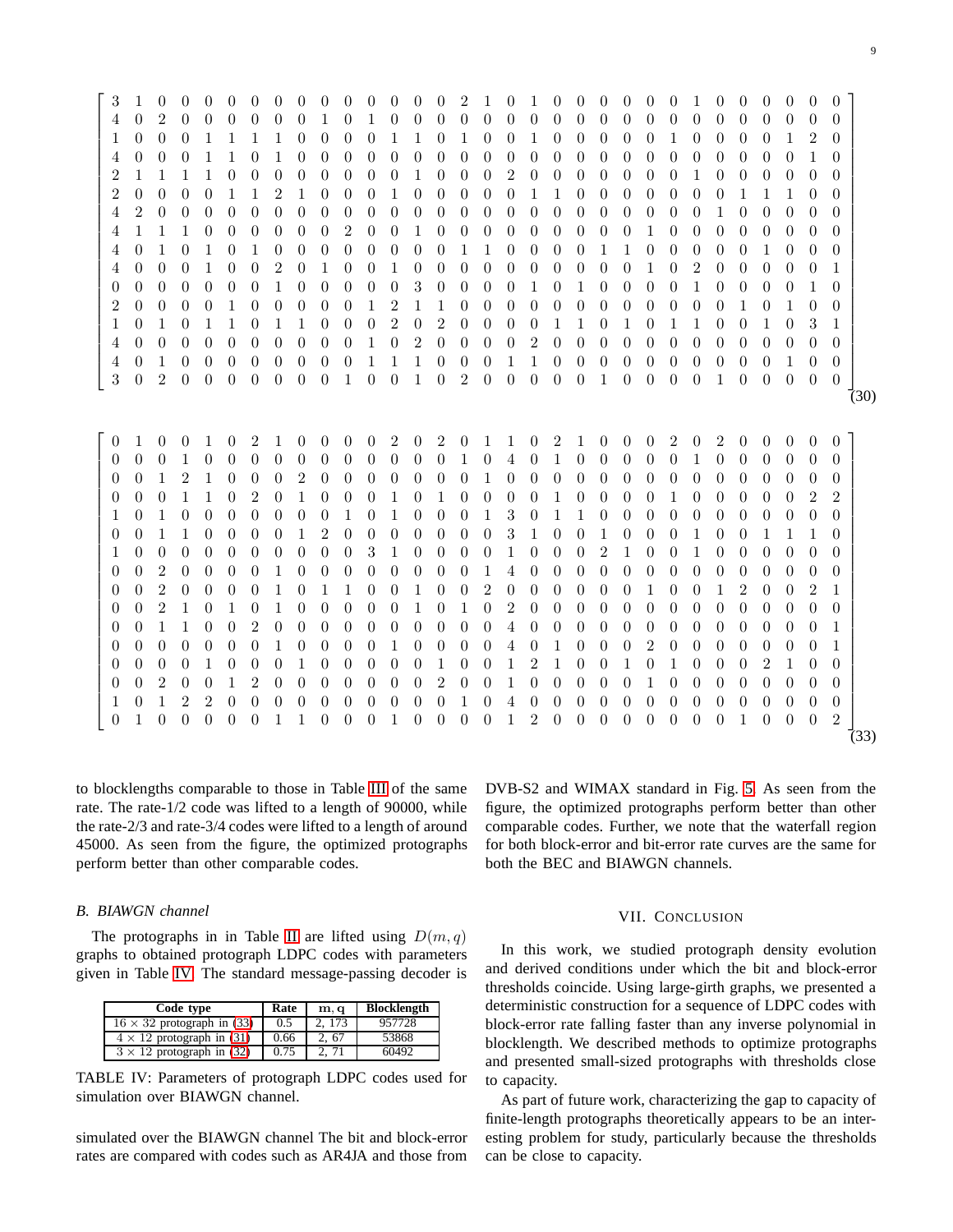$$
\begin{bmatrix}
3 & 1 & 0 & 0 & 0 & 0 & 0 & 0 & 0 & 0 & 0 & 0 & 0 & 0 & 0 & 2 & 1 & 0 & 1 & 0 & 0 & 0 & 0 & 0 & 0 & 1 & 0 & 0 & 0 & 0 & 0 & 0 \\
4 & 0 & 2 & 0 & 0 & 0 & 0 & 0 & 0 & 1 & 0 & 1 & 0 & 0 & 0 & 0 & 0 & 0 & 0 & 0 & 0 & 0 & 0 & 0 & 0 & 0 & 0 & 0 & 0 & 0 & 0 & 0 \\
1 & 0 & 0 & 0 & 1 & 1 & 1 & 1 & 0 & 0 & 0 & 0 & 1 & 1 & 0 & 1 & 0 & 0 & 1 & 0 & 0 & 0 & 0 & 0 & 1 & 0 & 0 & 0 & 0 & 1 & 2 & 0 \\
4 & 0 & 0 & 0 & 1 & 1 & 0 & 1 & 0 & 0 & 0 & 0 & 0 & 0 & 0 & 0 & 0 & 0 & 0 & 0 & 0 & 0 & 0 & 0 & 0 & 0 & 0 & 0 & 0 & 0 & 1 & 0 \\
2 & 1 & 1 & 1 & 1 & 0 & 0 & 0 & 0 & 0 & 0 & 0 & 0 & 1 & 0 & 0 & 0 & 2 & 0 & 0 & 0 & 0 & 0 & 0 & 0 & 1 & 0 & 0 & 0 & 0 & 0 & 0 \\
2 & 0 & 0 & 0 & 0 & 1 & 1 & 2 & 1 & 0 & 0 & 0 & 1 & 0 & 0 & 0 & 0 & 0 & 1 & 1 & 0 & 0 & 0 & 0 & 0 & 0 & 0 & 1 & 1 & 1 & 0 & 0 \\
4 & 2 & 0 & 0 & 0 & 0 & 0 & 0 & 0 & 0 & 0 & 0 & 0 & 0 & 0 & 0 & 0 & 0 & 0 & 0 & 0 & 0 & 0 & 0 & 0 & 0 & 1 & 0 & 0 & 0 & 0 & 0 \\
4 & 1 & 1 & 1 & 0 & 0 & 0 & 0 & 0 & 0 & 0 & 2 & 0 & 0 & 1 & 0 & 0 & 0 & 0 & 0 & 0 & 0 & 0 & 1 & 0 & 0 & 0 & 0 & 0 & 0 & 0 & 0 \\
4 & 0 & 1 & 0 & 1 & 0 & 1 & 0 & 0 & 0 & 0 & 0 & 0 & 0 & 0 & 0 & 1 & 1 & 0 & 0 & 0 & 0 & 1 & 1 & 0 & 0 & 0 & 0 & 1 & 0 & 0 & 0 \\
4 & 0 & 0 & 0 & 1 & 0 & 0 & 2 & 0 & 1 & 0 & 0 & 1 & 0 & 0 & 0 & 0 & 0 & 0 & 0 & 0 & 0 & 0 & 1 & 0 & 2 & 0 & 0 & 0 & 0 & 0 & 1 \\
0 & 0 & 0 & 0 & 0 & 0 & 0 & 1 & 0 & 0 & 0 & 0 & 0 & 3 & 0 & 0 & 0 & 0 & 1 & 0 & 1 & 0 & 0 & 0 & 0 & 1 & 0 & 0 & 0 & 0 & 1 & 0 \\
2 & 0 & 0 & 0 & 0 & 1 & 0 & 0 & 0 & 0 & 0 & 1 & 2 & 1 & 1 & 0 & 0 & 0 & 0 & 0 & 0 & 0 & 0 & 0 & 0 & 0 & 0 & 1 & 0 & 1 & 0 & 0 \\
1 & 0 & 1 & 0 & 1 & 1 & 1 & 0 & 1 & 1 & 1 & 0 & 2 & 0 & 2 & 0 & 0 & 0 & 0 & 1 & 1 & 0 & 1 & 0 & 1 & 1 & 0 & 0 & 1 & 0 & 3 & 1 \\
4 & 0 & 0 & 0 & 0 & 0 & 0 & 0 & 0 & 0 & 0 & 1 & 0 & 2 & 0 & 0 & 0 & 0 & 2 & 0 & 0 & 0 & 0 & 0 & 0 & 0 & 0 & 0 & 0 & 0 & 0 & 0 \\
4 & 0 & 1 & 0 & 0 & 0 & 0 & 0 & 0 & 0 & 0 & 1 & 1 & 1 & 0 & 0 & 0 & 1 & 1 & 0 & 0 & 0 & 0 & 0 & 0 & 0 & 0 & 0 & 0 & 1 & 0 & 0 \\
3 & 0 & 2 & 0 & 0 & 0 & 0 & 0 & 0 & 0 & 1 & 0 & 0 & 1 & 0 & 2 & 0 & 0 & 0 & 0 & 0 & 1 & 0 & 0 & 0 & 0 & 1 & 0 & 0 & 0 & 0 & 0
\end{bmatrix} \tag{30}
$$

$$
\begin{bmatrix}
0 & 1 & 0 & 0 & 1 & 0 & 2 & 1 & 0 & 0 & 0 & 0 & 2 & 0 & 2 & 0 & 1 & 1 & 0 & 2 & 1 & 0 & 0 & 0 & 2 & 0 & 2 & 0 & 0 & 0 & 0 & 0 \\
0 & 0 & 0 & 1 & 0 & 0 & 0 & 0 & 0 & 0 & 0 & 0 & 0 & 0 & 0 & 1 & 0 & 4 & 0 & 1 & 0 & 0 & 0 & 0 & 0 & 1 & 0 & 0 & 0 & 0 & 0 & 0 \\
0 & 0 & 1 & 2 & 1 & 0 & 0 & 0 & 2 & 0 & 0 & 0 & 0 & 0 & 0 & 0 & 1 & 0 & 0 & 0 & 0 & 0 & 0 & 0 & 0 & 0 & 0 & 0 & 0 & 0 & 0 & 0 \\
0 & 0 & 0 & 1 & 1 & 0 & 2 & 0 & 1 & 0 & 0 & 0 & 1 & 0 & 1 & 0 & 0 & 0 & 0 & 1 & 0 & 0 & 0 & 0 & 1 & 0 & 0 & 0 & 0 & 0 & 2 & 2 \\
1 & 0 & 1 & 0 & 0 & 0 & 0 & 0 & 0 & 0 & 1 & 0 & 1 & 0 & 0 & 0 & 1 & 3 & 0 & 1 & 1 & 0 & 0 & 0 & 0 & 0 & 0 & 0 & 0 & 0 & 0 & 0 \\
0 & 0 & 1 & 1 & 0 & 0 & 0 & 0 & 1 & 2 & 0 & 0 & 0 & 0 & 0 & 0 & 0 & 3 & 1 & 0 & 0 & 1 & 0 & 0 & 0 & 1 & 0 & 0 & 1 & 1 & 1 & 0 \\
1 & 0 & 0 & 0 & 0 & 0 & 0 & 0 & 0 & 0 & 0 & 3 & 1 & 0 & 0 & 0 & 0 & 1 & 0 & 0 & 0 & 2 & 1 & 0 & 0 & 1 & 0 & 0 & 0 & 0 & 0 & 0 \\
0 & 0 & 2 & 0 & 0 & 0 & 0 & 1 & 0 & 0 & 0 & 0 & 0 & 0 & 0 & 0 & 1 & 4 & 0 & 0 & 0 & 0 & 0 & 0 & 0 & 0 & 0 & 0 & 0 & 0 & 0 & 0 \\
0 & 0 & 2 & 0 & 0 & 0 & 0 & 1 & 0 & 1 & 1 & 0 & 0 & 1 & 0 & 0 & 2 & 0 & 0 & 0 & 0 & 0 & 0 & 1 & 0 & 0 & 1 & 2 & 0 & 0 & 2 & 1 \\
0 & 0 & 2 & 1 & 0 & 1 & 0 & 1 & 0 & 0 & 0 & 0 & 0 & 1 & 0 & 1 & 0 & 2 & 0 & 0 & 0 & 0 & 0 & 0 & 0 & 0 & 0 & 0 & 0 & 0 & 0 & 0 \\
0 & 0 & 1 & 1 & 0 & 0 & 2 & 0 & 0 & 0 & 0 & 0 & 0 & 0 & 0 & 0 & 0 & 4 & 0 & 0 & 0 & 0 & 0 & 0 & 0 & 0 & 0 & 0 & 0 & 0 & 0 & 1 \\
0 & 0 & 0 & 0 & 0 & 0 & 0 & 1 & 0 & 0 & 0 & 0 & 1 & 0 & 0 & 0 & 0 & 4 & 0 & 1 & 0 & 0 & 0 & 2 & 0 & 0 & 0 & 0 & 0 & 0 & 0 & 1 \\
0 & 0 & 0 & 0 & 1 & 0 & 0 & 0 & 1 & 0 & 0 & 0 & 0 & 0 & 1 & 0 & 0 & 1 & 2 & 1 & 0 & 0 & 1 & 0 & 1 & 0 & 0 & 0 & 2 & 1 & 0 & 0 \\
0 & 0 & 2 & 0 & 0 & 1 & 2 & 0 & 0 & 0 & 0 & 0 & 0 & 0 & 2 & 0 & 0 & 1 & 0 & 0 & 0 & 0 & 0 & 1 & 0 & 0 & 0 & 0 & 0 & 0 & 0 & 0 \\
1 & 0 & 1 & 2 & 2 & 0 & 0 & 0 & 0 & 0 & 0 & 0 & 0 & 0 & 0 & 1 & 0 & 4 & 0 & 0 & 0 & 0 & 0 & 0 & 0 & 0 & 0 & 0 & 0 & 0 & 0 & 0 \\
0 & 1 & 0 & 0 & 0 & 0 & 0 & 1 & 1 & 0 & 0 & 0 & 1 & 0 & 0 & 0 & 0 & 1 & 2 & 0 & 0 & 0 & 0 & 0 & 0 & 0 & 1 & 0 & 0 & 0 & 0 & 2
\end{bmatrix} \tag{33}
$$

to blocklengths comparable to those in Table III of the same rate. The rate-1/2 code was lifted to a length of 90000, while the rate-2/3 and rate-3/4 codes were lifted to a length of around 45000. As seen from the figure, the optimized protographs perform better than other comparable codes.

### B. BIAWGN channel

The protographs in in Table II are lifted using $D(m,q)$ graphs to obtained protograph LDPC codes with parameters given in Table IV. The standard message-passing decoder is simulated over the BIAWGN channel The bit and block-error rates are compared with codes such as AR4JA and those from DVB-S2 and WIMAX standard in Fig. 5. As seen from the figure, the optimized protographs perform better than other comparable codes. Further, we note that the waterfall region for both block-error and bit-error rate curves are the same for both the BEC and BIAWGN channels.

| Code type | Rate | m, q | Blocklength |
|---|---|---|---|
| $16 \times 32$ protograph in (33) | 0.5 | 2, 173 | 957728 |
| $4 \times 12$ protograph in (31) | 0.66 | 2, 67 | 53868 |
| $3 \times 12$ protograph in (32) | 0.75 | 2, 71 | 60492 |

TABLE IV: Parameters of protograph LDPC codes used for simulation over BIAWGN channel.

## VII. Conclusion

In this work, we studied protograph density evolution and derived conditions under which the bit and block-error thresholds coincide. Using large-girth graphs, we presented a deterministic construction for a sequence of LDPC codes with block-error rate falling faster than any inverse polynomial in blocklength. We described methods to optimize protographs and presented small-sized protographs with thresholds close to capacity.

As part of future work, characterizing the gap to capacity of finite-length protographs theoretically appears to be an interesting problem for study, particularly because the thresholds can be close to capacity.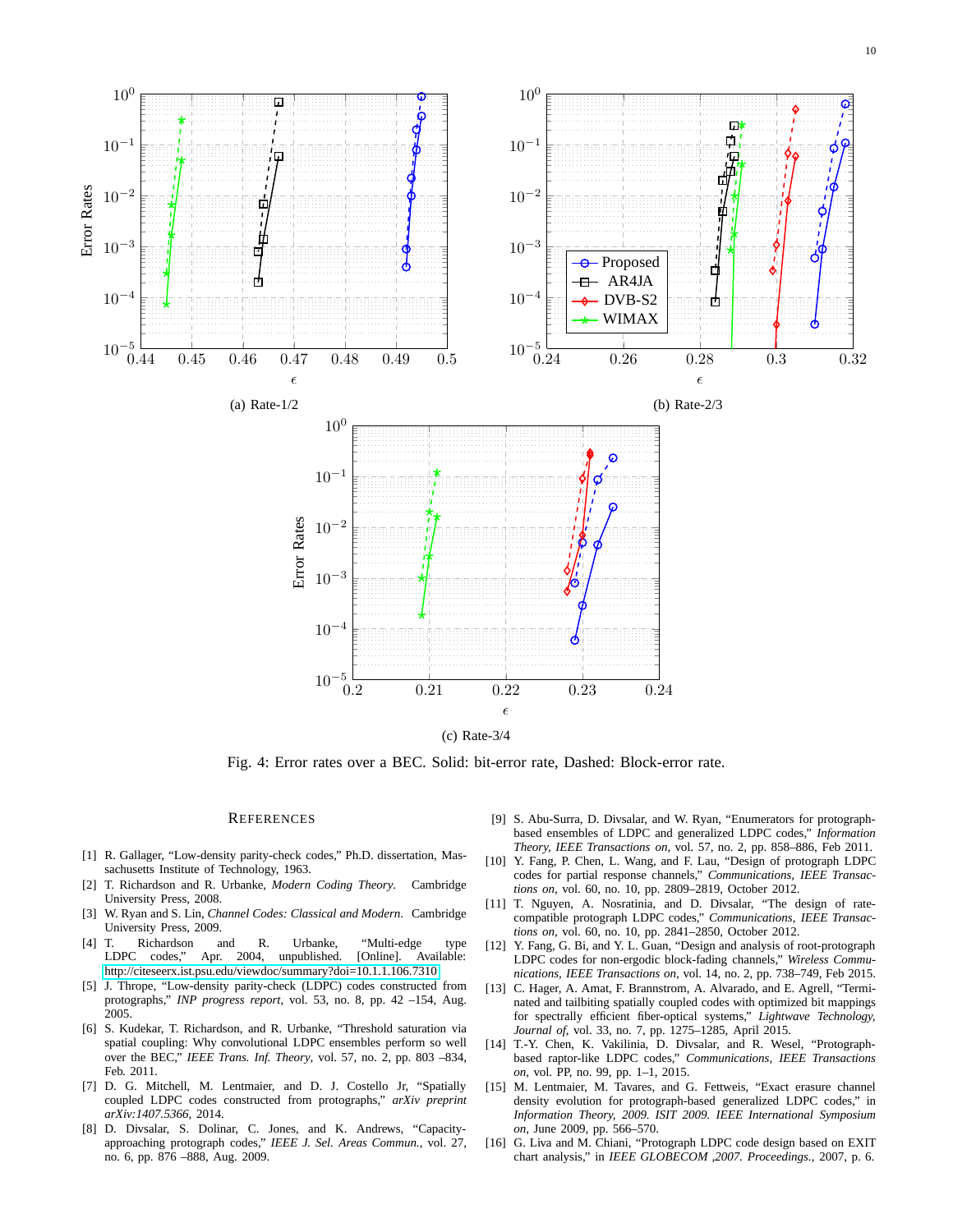(a) Rate-1/2

(b) Rate-2/3

(c) Rate-3/4

Fig. 4: Error rates over a BEC. Solid: bit-error rate, Dashed: Block-error rate.

## References

[1] R. Gallager, "Low-density parity-check codes," Ph.D. dissertation, Massachusetts Institute of Technology, 1963.

[2] T. Richardson and R. Urbanke, *Modern Coding Theory*. Cambridge University Press, 2008.

[3] W. Ryan and S. Lin, *Channel Codes: Classical and Modern*. Cambridge University Press, 2009.

[4] T. Richardson and R. Urbanke, "Multi-edge type LDPC codes," Apr. 2004, unpublished. [Online]. Available: http://citeseerx.ist.psu.edu/viewdoc/summary?doi=10.1.1.106.7310

[5] J. Thrope, "Low-density parity-check (LDPC) codes constructed from protographs," *INP progress report*, vol. 53, no. 8, pp. 42 –154, Aug. 2005.

[6] S. Kudekar, T. Richardson, and R. Urbanke, "Threshold saturation via spatial coupling: Why convolutional LDPC ensembles perform so well over the BEC," *IEEE Trans. Inf. Theory*, vol. 57, no. 2, pp. 803 –834, Feb. 2011.

[7] D. G. Mitchell, M. Lentmaier, and D. J. Costello Jr, "Spatially coupled LDPC codes constructed from protographs," *arXiv preprint arXiv:1407.5366*, 2014.

[8] D. Divsalar, S. Dolinar, C. Jones, and K. Andrews, "Capacity-approaching protograph codes," *IEEE J. Sel. Areas Commun.*, vol. 27, no. 6, pp. 876 –888, Aug. 2009.

[9] S. Abu-Surra, D. Divsalar, and W. Ryan, "Enumerators for protograph-based ensembles of LDPC and generalized LDPC codes," *Information Theory, IEEE Transactions on*, vol. 57, no. 2, pp. 858–886, Feb 2011.

[10] Y. Fang, P. Chen, L. Wang, and F. Lau, "Design of protograph LDPC codes for partial response channels," *Communications, IEEE Transactions on*, vol. 60, no. 10, pp. 2809–2819, October 2012.

[11] T. Nguyen, A. Nosratinia, and D. Divsalar, "The design of rate-compatible protograph LDPC codes," *Communications, IEEE Transactions on*, vol. 60, no. 10, pp. 2841–2850, October 2012.

[12] Y. Fang, G. Bi, and Y. L. Guan, "Design and analysis of root-protograph LDPC codes for non-ergodic block-fading channels," *Wireless Communications, IEEE Transactions on*, vol. 14, no. 2, pp. 738–749, Feb 2015.

[13] C. Hager, A. Amat, F. Brannstrom, A. Alvarado, and E. Agrell, "Terminated and tailbiting spatially coupled codes with optimized bit mappings for spectrally efficient fiber-optical systems," *Lightwave Technology, Journal of*, vol. 33, no. 7, pp. 1275–1285, April 2015.

[14] T.-Y. Chen, K. Vakilinia, D. Divsalar, and R. Wesel, "Protograph-based raptor-like LDPC codes," *Communications, IEEE Transactions on*, vol. PP, no. 99, pp. 1–1, 2015.

[15] M. Lentmaier, M. Tavares, and G. Fettweis, "Exact erasure channel density evolution for protograph-based generalized LDPC codes," in *Information Theory, 2009. ISIT 2009. IEEE International Symposium on*, June 2009, pp. 566–570.

[16] G. Liva and M. Chiani, "Protograph LDPC code design based on EXIT chart analysis," in *IEEE GLOBECOM ,2007. Proceedings.*, 2007, p. 6.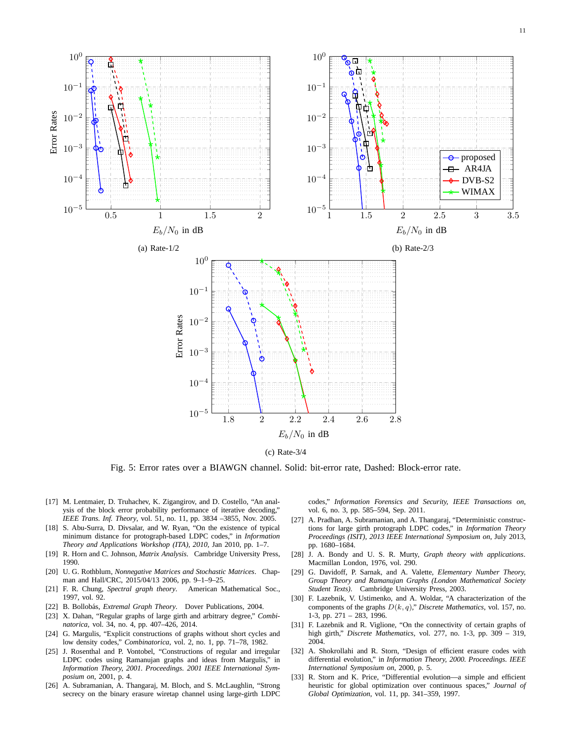(a) Rate-1/2

(b) Rate-2/3

(c) Rate-3/4

Fig. 5: Error rates over a BIAWGN channel. Solid: bit-error rate, Dashed: Block-error rate.

[17] M. Lentmaier, D. Truhachev, K. Zigangirov, and D. Costello, "An analysis of the block error probability performance of iterative decoding," *IEEE Trans. Inf. Theory*, vol. 51, no. 11, pp. 3834 –3855, Nov. 2005.

[18] S. Abu-Surra, D. Divsalar, and W. Ryan, "On the existence of typical minimum distance for protograph-based LDPC codes," in *Information Theory and Applications Workshop (ITA), 2010*, Jan 2010, pp. 1–7.

[19] R. Horn and C. Johnson, *Matrix Analysis*. Cambridge University Press, 1990.

[20] U. G. Rothblum, *Nonnegative Matrices and Stochastic Matrices*. Chapman and Hall/CRC, 2015/04/13 2006, pp. 9–1–9–25.

[21] F. R. Chung, *Spectral graph theory*. American Mathematical Soc., 1997, vol. 92.

[22] B. Bollobás, *Extremal Graph Theory*. Dover Publications, 2004.

[23] X. Dahan, "Regular graphs of large girth and arbitrary degree," *Combinatorica*, vol. 34, no. 4, pp. 407–426, 2014.

[24] G. Margulis, "Explicit constructions of graphs without short cycles and low density codes," *Combinatorica*, vol. 2, no. 1, pp. 71–78, 1982.

[25] J. Rosenthal and P. Vontobel, "Constructions of regular and irregular LDPC codes using Ramanujan graphs and ideas from Margulis," in *Information Theory, 2001. Proceedings. 2001 IEEE International Symposium on*, 2001, p. 4.

[26] A. Subramanian, A. Thangaraj, M. Bloch, and S. McLaughlin, "Strong secrecy on the binary erasure wiretap channel using large-girth LDPC codes," *Information Forensics and Security, IEEE Transactions on*, vol. 6, no. 3, pp. 585–594, Sep. 2011.

[27] A. Pradhan, A. Subramanian, and A. Thangaraj, "Deterministic constructions for large girth protograph LDPC codes," in *Information Theory Proceedings (ISIT), 2013 IEEE International Symposium on*, July 2013, pp. 1680–1684.

[28] J. A. Bondy and U. S. R. Murty, *Graph theory with applications*. Macmillan London, 1976, vol. 290.

[29] G. Davidoff, P. Sarnak, and A. Valette, *Elementary Number Theory, Group Theory and Ramanujan Graphs (London Mathematical Society Student Texts)*. Cambridge University Press, 2003.

[30] F. Lazebnik, V. Ustimenko, and A. Woldar, "A characterization of the components of the graphs $D(k, q)$," *Discrete Mathematics*, vol. 157, no. 1-3, pp. 271 – 283, 1996.

[31] F. Lazebnik and R. Viglione, "On the connectivity of certain graphs of high girth," *Discrete Mathematics*, vol. 277, no. 1-3, pp. 309 – 319, 2004.

[32] A. Shokrollahi and R. Storn, "Design of efficient erasure codes with differential evolution," in *Information Theory, 2000. Proceedings. IEEE International Symposium on*, 2000, p. 5.

[33] R. Storn and K. Price, "Differential evolution—a simple and efficient heuristic for global optimization over continuous spaces," *Journal of Global Optimization*, vol. 11, pp. 341–359, 1997.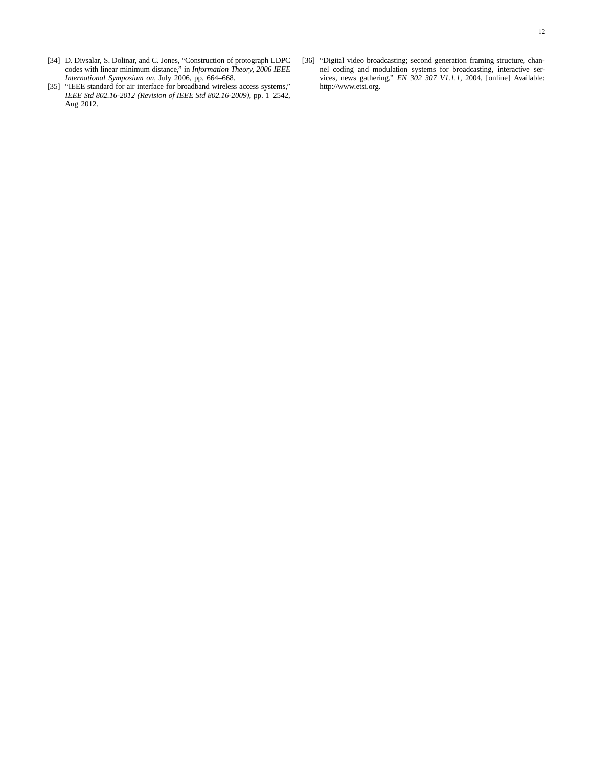[34] D. Divsalar, S. Dolinar, and C. Jones, "Construction of protograph LDPC codes with linear minimum distance," in *Information Theory, 2006 IEEE International Symposium on*, July 2006, pp. 664–668.

[35] "IEEE standard for air interface for broadband wireless access systems," *IEEE Std 802.16-2012 (Revision of IEEE Std 802.16-2009)*, pp. 1–2542, Aug 2012.

[36] "Digital video broadcasting; second generation framing structure, channel coding and modulation systems for broadcasting, interactive services, news gathering," *EN 302 307 V1.1.1*, 2004, [online] Available: http://www.etsi.org.